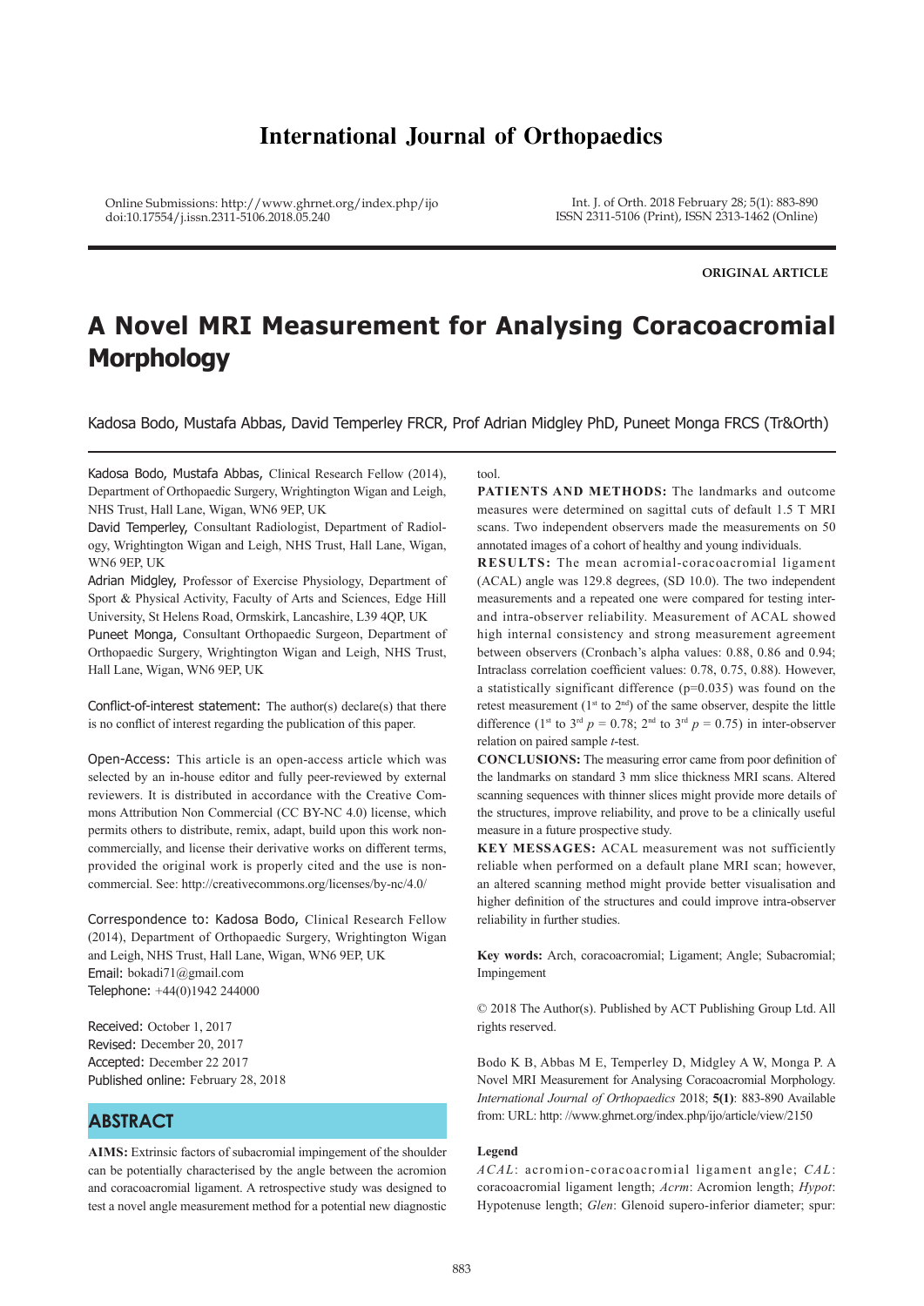# International Journal of Orthopaedics

Online Submissions: http://www.ghrnet.org/index.php/ijo
doi:10.17554/j.issn.2311-5106.2018.05.240

Int. J. of Orth. 2018 February 28; 5(1): 883-890
ISSN 2311-5106 (Print), ISSN 2313-1462 (Online)

**ORIGINAL ARTICLE**

# A Novel MRI Measurement for Analysing Coracoacromial Morphology

Kadosa Bodo, Mustafa Abbas, David Temperley FRCR, Prof Adrian Midgley PhD, Puneet Monga FRCS (Tr&Orth)

Kadosa Bodo, Mustafa Abbas, Clinical Research Fellow (2014), Department of Orthopaedic Surgery, Wrightington Wigan and Leigh, NHS Trust, Hall Lane, Wigan, WN6 9EP, UK

David Temperley, Consultant Radiologist, Department of Radiology, Wrightington Wigan and Leigh, NHS Trust, Hall Lane, Wigan, WN6 9EP, UK

Adrian Midgley, Professor of Exercise Physiology, Department of Sport & Physical Activity, Faculty of Arts and Sciences, Edge Hill University, St Helens Road, Ormskirk, Lancashire, L39 4QP, UK

Puneet Monga, Consultant Orthopaedic Surgeon, Department of Orthopaedic Surgery, Wrightington Wigan and Leigh, NHS Trust, Hall Lane, Wigan, WN6 9EP, UK

Conflict-of-interest statement: The author(s) declare(s) that there is no conflict of interest regarding the publication of this paper.

Open-Access: This article is an open-access article which was selected by an in-house editor and fully peer-reviewed by external reviewers. It is distributed in accordance with the Creative Commons Attribution Non Commercial (CC BY-NC 4.0) license, which permits others to distribute, remix, adapt, build upon this work non-commercially, and license their derivative works on different terms, provided the original work is properly cited and the use is non-commercial. See: http://creativecommons.org/licenses/by-nc/4.0/

Correspondence to: Kadosa Bodo, Clinical Research Fellow (2014), Department of Orthopaedic Surgery, Wrightington Wigan and Leigh, NHS Trust, Hall Lane, Wigan, WN6 9EP, UK
Email: bokadi71@gmail.com
Telephone: +44(0)1942 244000

Received: October 1, 2017
Revised: December 20, 2017
Accepted: December 22 2017
Published online: February 28, 2018

## ABSTRACT

**AIMS:** Extrinsic factors of subacromial impingement of the shoulder can be potentially characterised by the angle between the acromion and coracoacromial ligament. A retrospective study was designed to test a novel angle measurement method for a potential new diagnostic tool.

**PATIENTS AND METHODS:** The landmarks and outcome measures were determined on sagittal cuts of default 1.5 T MRI scans. Two independent observers made the measurements on 50 annotated images of a cohort of healthy and young individuals.

**RESULTS:** The mean acromial-coracoacromial ligament (ACAL) angle was 129.8 degrees, (SD 10.0). The two independent measurements and a repeated one were compared for testing inter- and intra-observer reliability. Measurement of ACAL showed high internal consistency and strong measurement agreement between observers (Cronbach's alpha values: 0.88, 0.86 and 0.94; Intraclass correlation coefficient values: 0.78, 0.75, 0.88). However, a statistically significant difference ($p$=0.035) was found on the retest measurement (1st to 2nd) of the same observer, despite the little difference (1st to 3rd $p$ = 0.78; 2nd to 3rd $p$ = 0.75) in inter-observer relation on paired sample $t$-test.

**CONCLUSIONS:** The measuring error came from poor definition of the landmarks on standard 3 mm slice thickness MRI scans. Altered scanning sequences with thinner slices might provide more details of the structures, improve reliability, and prove to be a clinically useful measure in a future prospective study.

**KEY MESSAGES:** ACAL measurement was not sufficiently reliable when performed on a default plane MRI scan; however, an altered scanning method might provide better visualisation and higher definition of the structures and could improve intra-observer reliability in further studies.

**Key words:** Arch, coracoacromial; Ligament; Angle; Subacromial; Impingement

© 2018 The Author(s). Published by ACT Publishing Group Ltd. All rights reserved.

Bodo K B, Abbas M E, Temperley D, Midgley A W, Monga P. A Novel MRI Measurement for Analysing Coracoacromial Morphology. *International Journal of Orthopaedics* 2018; **5(1)**: 883-890 Available from: URL: http: //www.ghrnet.org/index.php/ijo/article/view/2150

**Legend**

*ACAL*: acromion-coracoacromial ligament angle; *CAL*: coracoacromial ligament length; *Acrm*: Acromion length; *Hypot*: Hypotenuse length; *Glen*: Glenoid supero-inferior diameter; spur: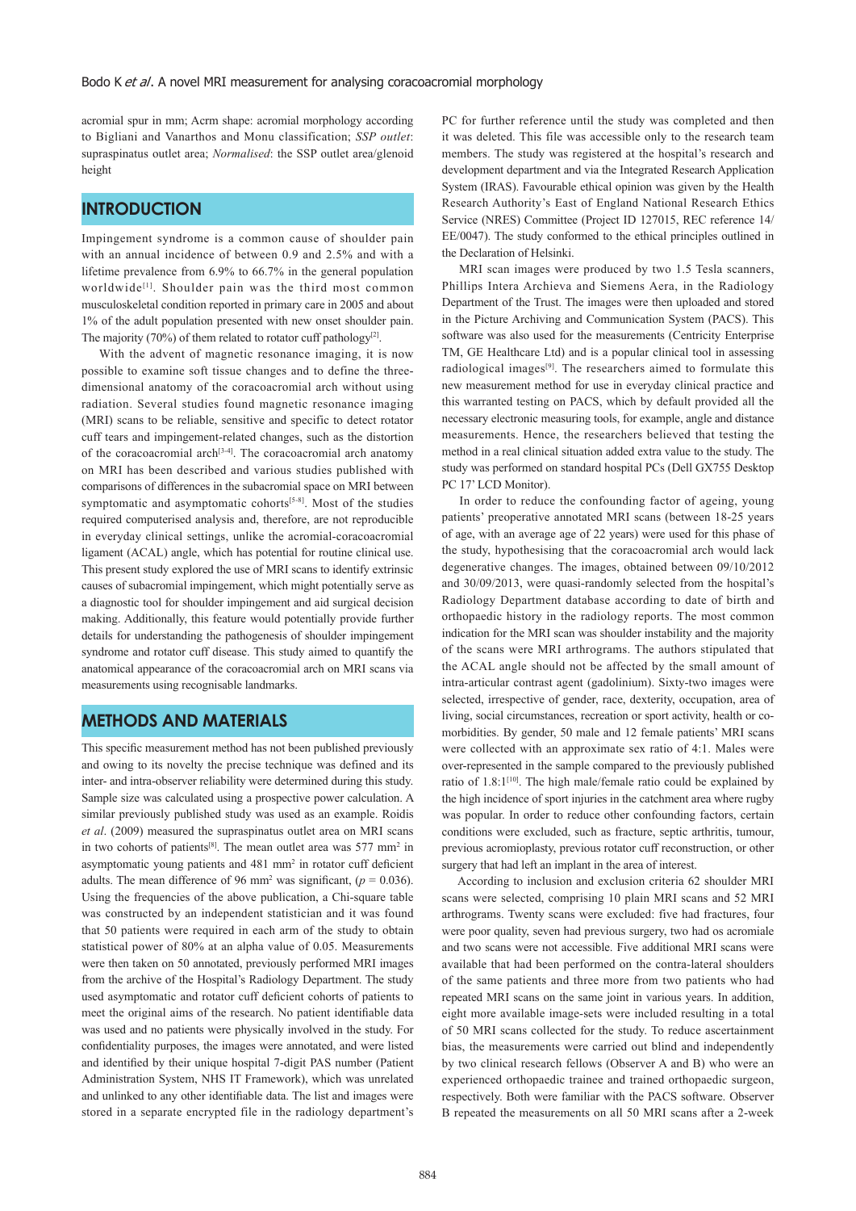acromial spur in mm; Acrm shape: acromial morphology according to Bigliani and Vanarthos and Monu classification; *SSP outlet*: supraspinatus outlet area; *Normalised*: the SSP outlet area/glenoid height

## INTRODUCTION

Impingement syndrome is a common cause of shoulder pain with an annual incidence of between 0.9 and 2.5% and with a lifetime prevalence from 6.9% to 66.7% in the general population worldwide[1]. Shoulder pain was the third most common musculoskeletal condition reported in primary care in 2005 and about 1% of the adult population presented with new onset shoulder pain. The majority (70%) of them related to rotator cuff pathology[2].

With the advent of magnetic resonance imaging, it is now possible to examine soft tissue changes and to define the three-dimensional anatomy of the coracoacromial arch without using radiation. Several studies found magnetic resonance imaging (MRI) scans to be reliable, sensitive and specific to detect rotator cuff tears and impingement-related changes, such as the distortion of the coracoacromial arch[3-4]. The coracoacromial arch anatomy on MRI has been described and various studies published with comparisons of differences in the subacromial space on MRI between symptomatic and asymptomatic cohorts[5-8]. Most of the studies required computerised analysis and, therefore, are not reproducible in everyday clinical settings, unlike the acromial-coracoacromial ligament (ACAL) angle, which has potential for routine clinical use. This present study explored the use of MRI scans to identify extrinsic causes of subacromial impingement, which might potentially serve as a diagnostic tool for shoulder impingement and aid surgical decision making. Additionally, this feature would potentially provide further details for understanding the pathogenesis of shoulder impingement syndrome and rotator cuff disease. This study aimed to quantify the anatomical appearance of the coracoacromial arch on MRI scans via measurements using recognisable landmarks.

## METHODS AND MATERIALS

This specific measurement method has not been published previously and owing to its novelty the precise technique was defined and its inter- and intra-observer reliability were determined during this study. Sample size was calculated using a prospective power calculation. A similar previously published study was used as an example. Roidis *et al*. (2009) measured the supraspinatus outlet area on MRI scans in two cohorts of patients[8]. The mean outlet area was 577 mm$^2$ in asymptomatic young patients and 481 mm$^2$ in rotator cuff deficient adults. The mean difference of 96 mm$^2$ was significant, ($p$ = 0.036). Using the frequencies of the above publication, a Chi-square table was constructed by an independent statistician and it was found that 50 patients were required in each arm of the study to obtain statistical power of 80% at an alpha value of 0.05. Measurements were then taken on 50 annotated, previously performed MRI images from the archive of the Hospital's Radiology Department. The study used asymptomatic and rotator cuff deficient cohorts of patients to meet the original aims of the research. No patient identifiable data was used and no patients were physically involved in the study. For confidentiality purposes, the images were annotated, and were listed and identified by their unique hospital 7-digit PAS number (Patient Administration System, NHS IT Framework), which was unrelated and unlinked to any other identifiable data. The list and images were stored in a separate encrypted file in the radiology department's PC for further reference until the study was completed and then it was deleted. This file was accessible only to the research team members. The study was registered at the hospital's research and development department and via the Integrated Research Application System (IRAS). Favourable ethical opinion was given by the Health Research Authority's East of England National Research Ethics Service (NRES) Committee (Project ID 127015, REC reference 14/EE/0047). The study conformed to the ethical principles outlined in the Declaration of Helsinki.

MRI scan images were produced by two 1.5 Tesla scanners, Phillips Intera Archieva and Siemens Aera, in the Radiology Department of the Trust. The images were then uploaded and stored in the Picture Archiving and Communication System (PACS). This software was also used for the measurements (Centricity Enterprise TM, GE Healthcare Ltd) and is a popular clinical tool in assessing radiological images[9]. The researchers aimed to formulate this new measurement method for use in everyday clinical practice and this warranted testing on PACS, which by default provided all the necessary electronic measuring tools, for example, angle and distance measurements. Hence, the researchers believed that testing the method in a real clinical situation added extra value to the study. The study was performed on standard hospital PCs (Dell GX755 Desktop PC 17' LCD Monitor).

In order to reduce the confounding factor of ageing, young patients' preoperative annotated MRI scans (between 18-25 years of age, with an average age of 22 years) were used for this phase of the study, hypothesising that the coracoacromial arch would lack degenerative changes. The images, obtained between 09/10/2012 and 30/09/2013, were quasi-randomly selected from the hospital's Radiology Department database according to date of birth and orthopaedic history in the radiology reports. The most common indication for the MRI scan was shoulder instability and the majority of the scans were MRI arthrograms. The authors stipulated that the ACAL angle should not be affected by the small amount of intra-articular contrast agent (gadolinium). Sixty-two images were selected, irrespective of gender, race, dexterity, occupation, area of living, social circumstances, recreation or sport activity, health or co-morbidities. By gender, 50 male and 12 female patients' MRI scans were collected with an approximate sex ratio of 4:1. Males were over-represented in the sample compared to the previously published ratio of 1.8:1[10]. The high male/female ratio could be explained by the high incidence of sport injuries in the catchment area where rugby was popular. In order to reduce other confounding factors, certain conditions were excluded, such as fracture, septic arthritis, tumour, previous acromioplasty, previous rotator cuff reconstruction, or other surgery that had left an implant in the area of interest.

According to inclusion and exclusion criteria 62 shoulder MRI scans were selected, comprising 10 plain MRI scans and 52 MRI arthrograms. Twenty scans were excluded: five had fractures, four were poor quality, seven had previous surgery, two had os acromiale and two scans were not accessible. Five additional MRI scans were available that had been performed on the contra-lateral shoulders of the same patients and three more from two patients who had repeated MRI scans on the same joint in various years. In addition, eight more available image-sets were included resulting in a total of 50 MRI scans collected for the study. To reduce ascertainment bias, the measurements were carried out blind and independently by two clinical research fellows (Observer A and B) who were an experienced orthopaedic trainee and trained orthopaedic surgeon, respectively. Both were familiar with the PACS software. Observer B repeated the measurements on all 50 MRI scans after a 2-week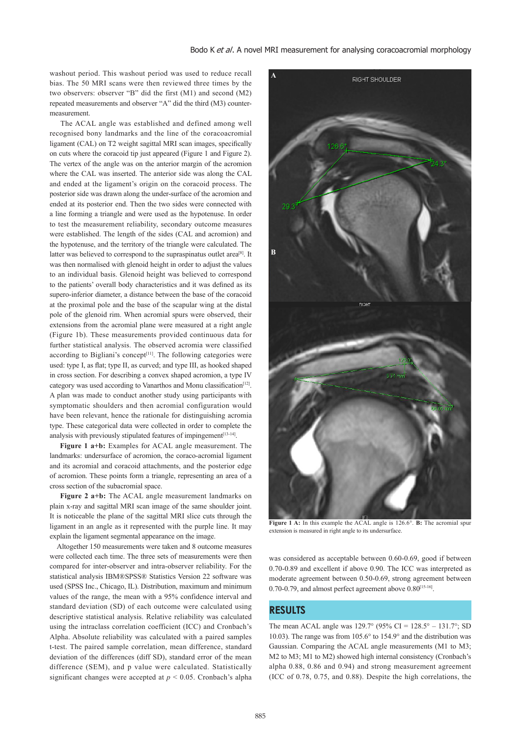washout period. This washout period was used to reduce recall bias. The 50 MRI scans were then reviewed three times by the two observers: observer "B" did the first (M1) and second (M2) repeated measurements and observer "A" did the third (M3) counter-measurement.

The ACAL angle was established and defined among well recognised bony landmarks and the line of the coracoacromial ligament (CAL) on T2 weight sagittal MRI scan images, specifically on cuts where the coracoid tip just appeared (Figure 1 and Figure 2). The vertex of the angle was on the anterior margin of the acromion where the CAL was inserted. The anterior side was along the CAL and ended at the ligament's origin on the coracoid process. The posterior side was drawn along the under-surface of the acromion and ended at its posterior end. Then the two sides were connected with a line forming a triangle and were used as the hypotenuse. In order to test the measurement reliability, secondary outcome measures were established. The length of the sides (CAL and acromion) and the hypotenuse, and the territory of the triangle were calculated. The latter was believed to correspond to the supraspinatus outlet area[8]. It was then normalised with glenoid height in order to adjust the values to an individual basis. Glenoid height was believed to correspond to the patients' overall body characteristics and it was defined as its supero-inferior diameter, a distance between the base of the coracoid at the proximal pole and the base of the scapular wing at the distal pole of the glenoid rim. When acromial spurs were observed, their extensions from the acromial plane were measured at a right angle (Figure 1b). These measurements provided continuous data for further statistical analysis. The observed acromia were classified according to Bigliani's concept[11]. The following categories were used: type I, as flat; type II, as curved; and type III, as hooked shaped in cross section. For describing a convex shaped acromion, a type IV category was used according to Vanarthos and Monu classification[12]. A plan was made to conduct another study using participants with symptomatic shoulders and then acromial configuration would have been relevant, hence the rationale for distinguishing acromia type. These categorical data were collected in order to complete the analysis with previously stipulated features of impingement[13-14].

**Figure 1 a+b:** Examples for ACAL angle measurement. The landmarks: undersurface of acromion, the coraco-acromial ligament and its acromial and coracoid attachments, and the posterior edge of acromion. These points form a triangle, representing an area of a cross section of the subacromial space.

**Figure 2 a+b:** The ACAL angle measurement landmarks on plain x-ray and sagittal MRI scan image of the same shoulder joint. It is noticeable the plane of the sagittal MRI slice cuts through the ligament in an angle as it represented with the purple line. It may explain the ligament segmental appearance on the image.

Altogether 150 measurements were taken and 8 outcome measures were collected each time. The three sets of measurements were then compared for inter-observer and intra-observer reliability. For the statistical analysis IBM®SPSS® Statistics Version 22 software was used (SPSS Inc., Chicago, IL). Distribution, maximum and minimum values of the range, the mean with a 95% confidence interval and standard deviation (SD) of each outcome were calculated using descriptive statistical analysis. Relative reliability was calculated using the intraclass correlation coefficient (ICC) and Cronbach's Alpha. Absolute reliability was calculated with a paired sample t-test. The paired sample correlation, mean difference, standard deviation of the differences (diff SD), standard error of the mean difference (SEM), and p value were calculated. Statistically significant changes were accepted at $p < 0.05$. Cronbach's alpha was considered as acceptable between 0.60-0.69, good if between 0.70-0.89 and excellent if above 0.90. The ICC was interpreted as moderate agreement between 0.50-0.69, strong agreement between 0.70-0.79, and almost perfect agreement above 0.80[15-16].

**Figure 1 A:** In this example the ACAL angle is 126.6°. **B:** The acromial spur extension is measured in right angle to its undersurface.

## RESULTS

The mean ACAL angle was 129.7° (95% CI = 128.5° – 131.7°; SD 10.03). The range was from 105.6° to 154.9° and the distribution was Gaussian. Comparing the ACAL angle measurements (M1 to M3; M2 to M3; M1 to M2) showed high internal consistency (Cronbach's alpha 0.88, 0.86 and 0.94) and strong measurement agreement (ICC of 0.78, 0.75, and 0.88). Despite the high correlations, the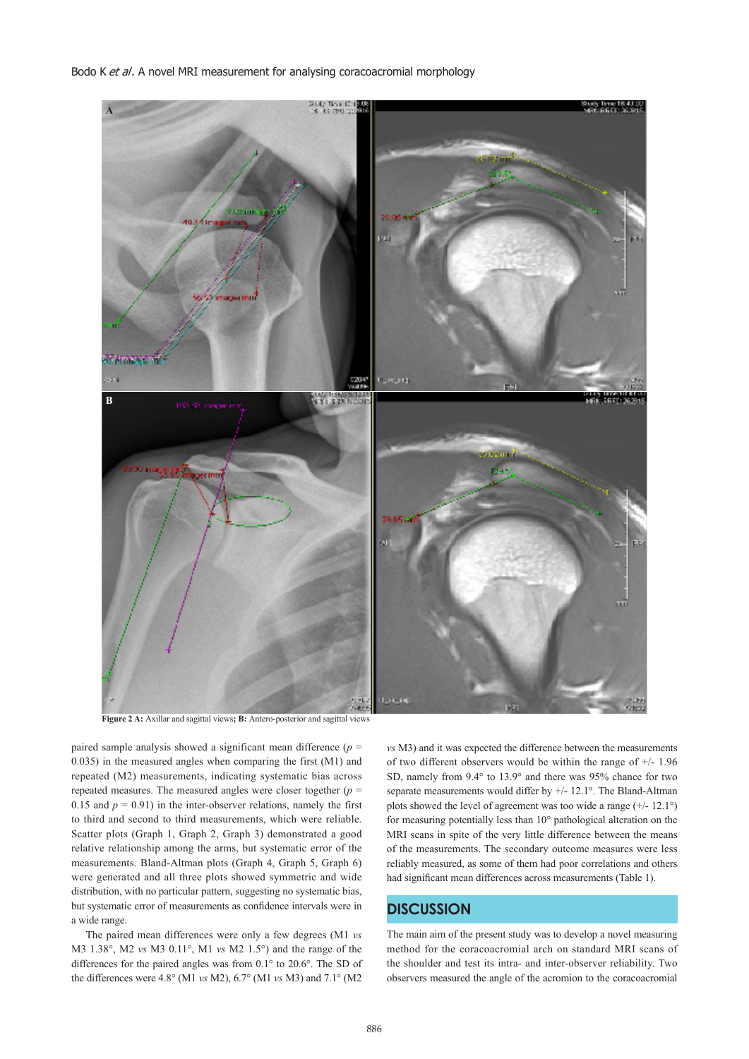Figure 2 A: Axillar and sagittal views; B: Antero-posterior and sagittal views

paired sample analysis showed a significant mean difference ($p$ = 0.035) in the measured angles when comparing the first (M1) and repeated (M2) measurements, indicating systematic bias across repeated measures. The measured angles were closer together ($p$ = 0.15 and $p$ = 0.91) in the inter-observer relations, namely the first to third and second to third measurements, which were reliable. Scatter plots (Graph 1, Graph 2, Graph 3) demonstrated a good relative relationship among the arms, but systematic error of the measurements. Bland-Altman plots (Graph 4, Graph 5, Graph 6) were generated and all three plots showed symmetric and wide distribution, with no particular pattern, suggesting no systematic bias, but systematic error of measurements as confidence intervals were in a wide range.

The paired mean differences were only a few degrees (M1 *vs* M3 1.38°, M2 *vs* M3 0.11°, M1 *vs* M2 1.5°) and the range of the differences for the paired angles was from 0.1° to 20.6°. The SD of the differences were 4.8° (M1 *vs* M2), 6.7° (M1 *vs* M3) and 7.1° (M2 *vs* M3) and it was expected the difference between the measurements of two different observers would be within the range of +/- 1.96 SD, namely from 9.4° to 13.9° and there was 95% chance for two separate measurements would differ by +/- 12.1°. The Bland-Altman plots showed the level of agreement was too wide a range (+/- 12.1°) for measuring potentially less than 10° pathological alteration on the MRI scans in spite of the very little difference between the means of the measurements. The secondary outcome measures were less reliably measured, as some of them had poor correlations and others had significant mean differences across measurements (Table 1).

## DISCUSSION

The main aim of the present study was to develop a novel measuring method for the coracoacromial arch on standard MRI scans of the shoulder and test its intra- and inter-observer reliability. Two observers measured the angle of the acromion to the coracoacromial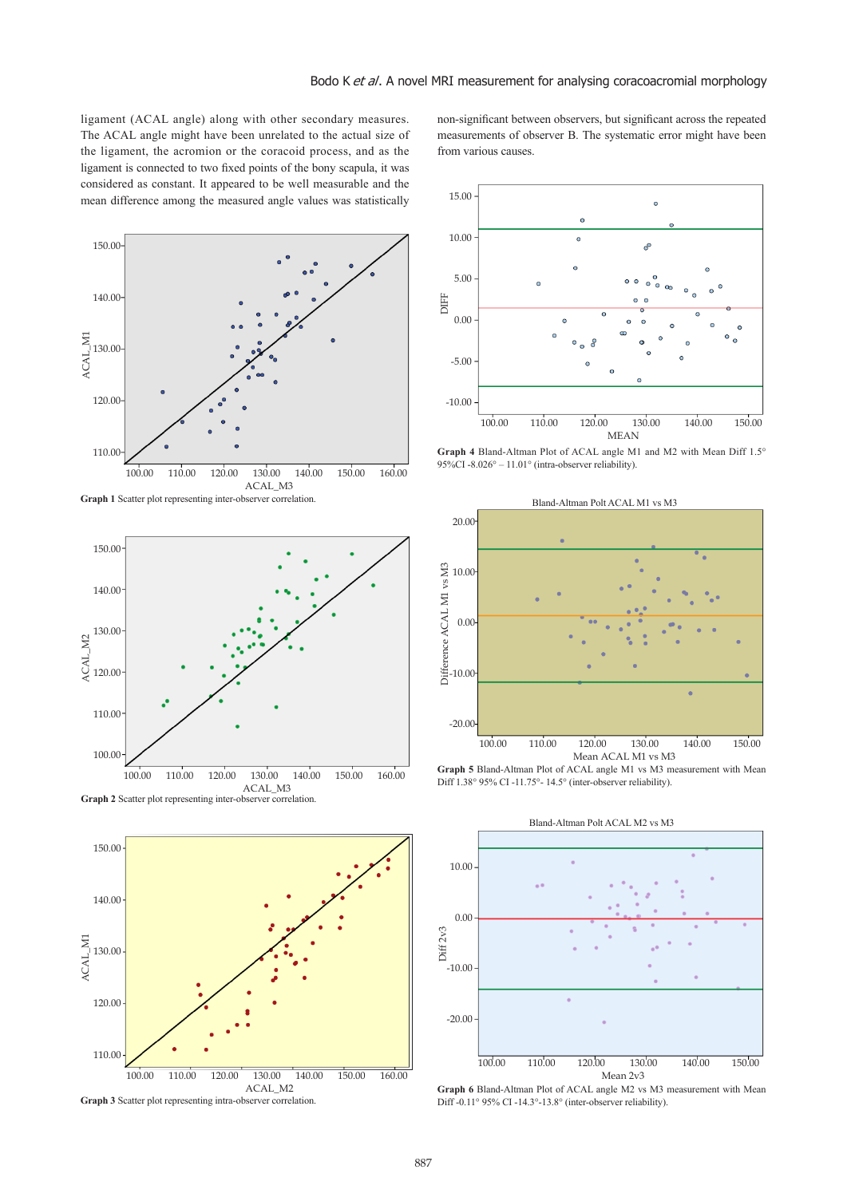ligament (ACAL angle) along with other secondary measures. The ACAL angle might have been unrelated to the actual size of the ligament, the acromion or the coracoid process, and as the ligament is connected to two fixed points of the bony scapula, it was considered as constant. It appeared to be well measurable and the mean difference among the measured angle values was statistically non-significant between observers, but significant across the repeated measurements of observer B. The systematic error might have been from various causes.

**Graph 1** Scatter plot representing inter-observer correlation.

**Graph 2** Scatter plot representing inter-observer correlation.

**Graph 3** Scatter plot representing intra-observer correlation.

**Graph 4** Bland-Altman Plot of ACAL angle M1 and M2 with Mean Diff 1.5° 95%CI -8.026° – 11.01° (intra-observer reliability).

**Graph 5** Bland-Altman Plot of ACAL angle M1 vs M3 measurement with Mean Diff 1.38° 95% CI -11.75°- 14.5° (inter-observer reliability).

**Graph 6** Bland-Altman Plot of ACAL angle M2 vs M3 measurement with Mean Diff -0.11° 95% CI -14.3°-13.8° (inter-observer reliability).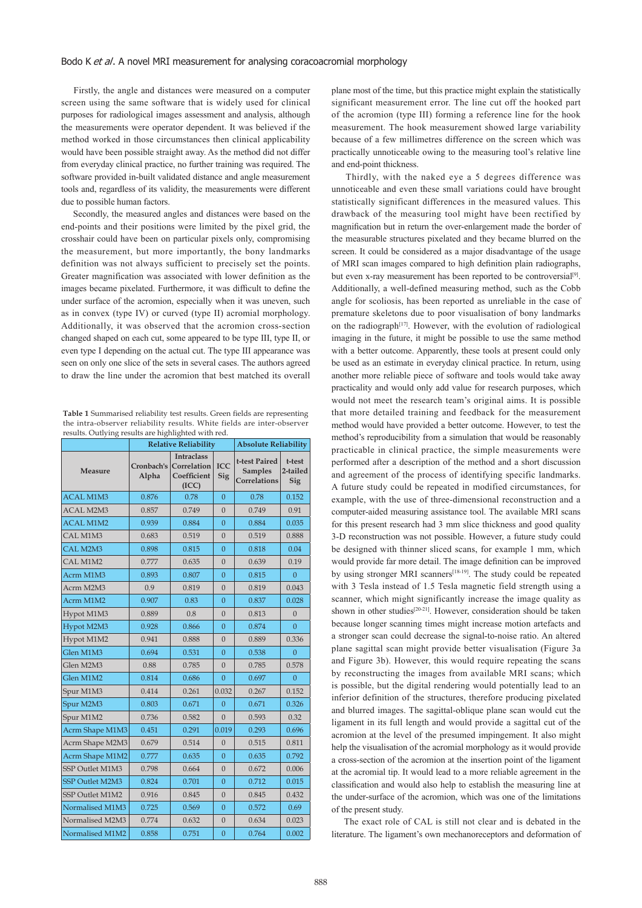Firstly, the angle and distances were measured on a computer screen using the same software that is widely used for clinical purposes for radiological images assessment and analysis, although the measurements were operator dependent. It was believed if the method worked in those circumstances then clinical applicability would have been possible straight away. As the method did not differ from everyday clinical practice, no further training was required. The software provided in-built validated distance and angle measurement tools and, regardless of its validity, the measurements were different due to possible human factors.

Secondly, the measured angles and distances were based on the end-points and their positions were limited by the pixel grid, the crosshair could have been on particular pixels only, compromising the measurement, but more importantly, the bony landmarks definition was not always sufficient to precisely set the points. Greater magnification was associated with lower definition as the images became pixelated. Furthermore, it was difficult to define the under surface of the acromion, especially when it was uneven, such as in convex (type IV) or curved (type II) acromial morphology. Additionally, it was observed that the acromion cross-section changed shaped on each cut, some appeared to be type III, type II, or even type I depending on the actual cut. The type III appearance was seen on only one slice of the sets in several cases. The authors agreed to draw the line under the acromion that best matched its overall

**Table 1** Summarised reliability test results. Green fields are representing the intra-observer reliability results. White fields are inter-observer results. Outlying results are highlighted with red.

| Measure | Relative Reliability | | | Absolute Reliability | |
|---|---|---|---|---|---|
| | Cronbach's Alpha | Intraclass Correlation Coefficient (ICC) | ICC Sig | t-test Paired Samples Correlations | t-test 2-tailed Sig |
| ACAL M1M3 | 0.876 | 0.78 | 0 | 0.78 | 0.152 |
| ACAL M2M3 | 0.857 | 0.749 | 0 | 0.749 | 0.91 |
| ACAL M1M2 | 0.939 | 0.884 | 0 | 0.884 | 0.035 |
| CAL M1M3 | 0.683 | 0.519 | 0 | 0.519 | 0.888 |
| CAL M2M3 | 0.898 | 0.815 | 0 | 0.818 | 0.04 |
| CAL M1M2 | 0.777 | 0.635 | 0 | 0.639 | 0.19 |
| Acrm M1M3 | 0.893 | 0.807 | 0 | 0.815 | 0 |
| Acrm M2M3 | 0.9 | 0.819 | 0 | 0.819 | 0.043 |
| Acrm M1M2 | 0.907 | 0.83 | 0 | 0.837 | 0.028 |
| Hypot M1M3 | 0.889 | 0.8 | 0 | 0.813 | 0 |
| Hypot M2M3 | 0.928 | 0.866 | 0 | 0.874 | 0 |
| Hypot M1M2 | 0.941 | 0.888 | 0 | 0.889 | 0.336 |
| Glen M1M3 | 0.694 | 0.531 | 0 | 0.538 | 0 |
| Glen M2M3 | 0.88 | 0.785 | 0 | 0.785 | 0.578 |
| Glen M1M2 | 0.814 | 0.686 | 0 | 0.697 | 0 |
| Spur M1M3 | 0.414 | 0.261 | 0.032 | 0.267 | 0.152 |
| Spur M2M3 | 0.803 | 0.671 | 0 | 0.671 | 0.326 |
| Spur M1M2 | 0.736 | 0.582 | 0 | 0.593 | 0.32 |
| Acrm Shape M1M3 | 0.451 | 0.291 | 0.019 | 0.293 | 0.696 |
| Acrm Shape M2M3 | 0.679 | 0.514 | 0 | 0.515 | 0.811 |
| Acrm Shape M1M2 | 0.777 | 0.635 | 0 | 0.635 | 0.792 |
| SSP Outlet M1M3 | 0.798 | 0.664 | 0 | 0.672 | 0.006 |
| SSP Outlet M2M3 | 0.824 | 0.701 | 0 | 0.712 | 0.015 |
| SSP Outlet M1M2 | 0.916 | 0.845 | 0 | 0.845 | 0.432 |
| Normalised M1M3 | 0.725 | 0.569 | 0 | 0.572 | 0.69 |
| Normalised M2M3 | 0.774 | 0.632 | 0 | 0.634 | 0.023 |
| Normalised M1M2 | 0.858 | 0.751 | 0 | 0.764 | 0.002 |

plane most of the time, but this practice might explain the statistically significant measurement error. The line cut off the hooked part of the acromion (type III) forming a reference line for the hook measurement. The hook measurement showed large variability because of a few millimetres difference on the screen which was practically unnoticeable owing to the measuring tool's relative line and end-point thickness.

Thirdly, with the naked eye a 5 degrees difference was unnoticeable and even these small variations could have brought statistically significant differences in the measured values. This drawback of the measuring tool might have been rectified by magnification but in return the over-enlargement made the border of the measurable structures pixelated and they became blurred on the screen. It could be considered as a major disadvantage of the usage of MRI scan images compared to high definition plain radiographs, but even x-ray measurement has been reported to be controversial[9]. Additionally, a well-defined measuring method, such as the Cobb angle for scoliosis, has been reported as unreliable in the case of premature skeletons due to poor visualisation of bony landmarks on the radiograph[17]. However, with the evolution of radiological imaging in the future, it might be possible to use the same method with a better outcome. Apparently, these tools at present could only be used as an estimate in everyday clinical practice. In return, using another more reliable piece of software and tools would take away practicality and would only add value for research purposes, which would not meet the research team's original aims. It is possible that more detailed training and feedback for the measurement method would have provided a better outcome. However, to test the method's reproducibility from a simulation that would be reasonably practicable in clinical practice, the simple measurements were performed after a description of the method and a short discussion and agreement of the process of identifying specific landmarks. A future study could be repeated in modified circumstances, for example, with the use of three-dimensional reconstruction and a computer-aided measuring assistance tool. The available MRI scans for this present research had 3 mm slice thickness and good quality 3-D reconstruction was not possible. However, a future study could be designed with thinner sliced scans, for example 1 mm, which would provide far more detail. The image definition can be improved by using stronger MRI scanners[18-19]. The study could be repeated with 3 Tesla instead of 1.5 Tesla magnetic field strength using a scanner, which might significantly increase the image quality as shown in other studies[20-21]. However, consideration should be taken because longer scanning times might increase motion artefacts and a stronger scan could decrease the signal-to-noise ratio. An altered plane sagittal scan might provide better visualisation (Figure 3a and Figure 3b). However, this would require repeating the scans by reconstructing the images from available MRI scans; which is possible, but the digital rendering would potentially lead to an inferior definition of the structures, therefore producing pixelated and blurred images. The sagittal-oblique plane scan would cut the ligament in its full length and would provide a sagittal cut of the acromion at the level of the presumed impingement. It also might help the visualisation of the acromial morphology as it would provide a cross-section of the acromion at the insertion point of the ligament at the acromial tip. It would lead to a more reliable agreement in the classification and would also help to establish the measuring line at the under-surface of the acromion, which was one of the limitations of the present study.

The exact role of CAL is still not clear and is debated in the literature. The ligament's own mechanoreceptors and deformation of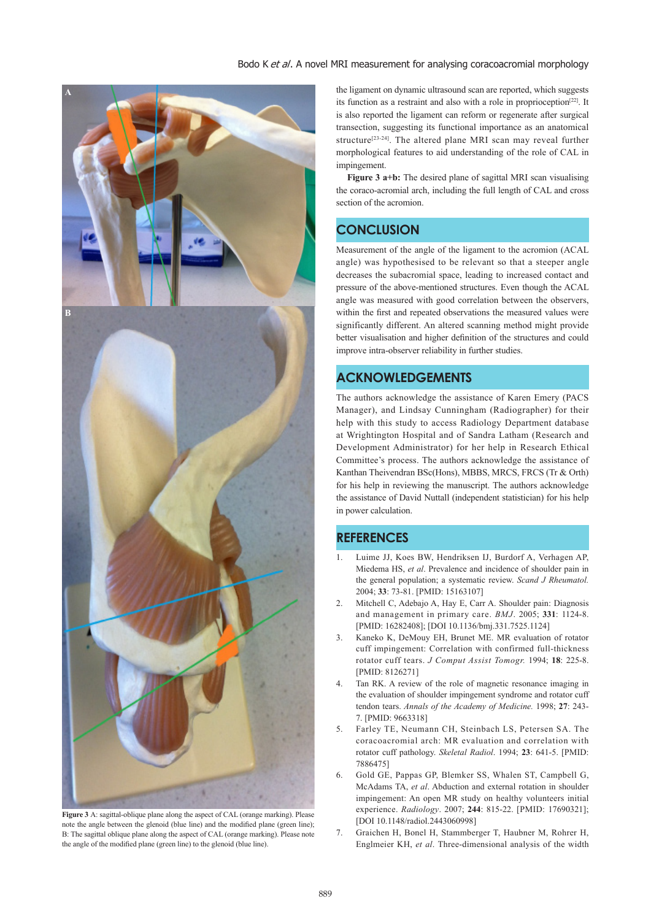the ligament on dynamic ultrasound scan are reported, which suggests its function as a restraint and also with a role in proprioception[22]. It is also reported the ligament can reform or regenerate after surgical transection, suggesting its functional importance as an anatomical structure[23-24]. The altered plane MRI scan may reveal further morphological features to aid understanding of the role of CAL in impingement.

**Figure 3 a+b:** The desired plane of sagittal MRI scan visualising the coraco-acromial arch, including the full length of CAL and cross section of the acromion.

Figure 3 A: sagittal-oblique plane along the aspect of CAL (orange marking). Please note the angle between the glenoid (blue line) and the modified plane (green line); B: The sagittal oblique plane along the aspect of CAL (orange marking). Please note the angle of the modified plane (green line) to the glenoid (blue line).

## CONCLUSION

Measurement of the angle of the ligament to the acromion (ACAL angle) was hypothesised to be relevant so that a steeper angle decreases the subacromial space, leading to increased contact and pressure of the above-mentioned structures. Even though the ACAL angle was measured with good correlation between the observers, within the first and repeated observations the measured values were significantly different. An altered scanning method might provide better visualisation and higher definition of the structures and could improve intra-observer reliability in further studies.

## ACKNOWLEDGEMENTS

The authors acknowledge the assistance of Karen Emery (PACS Manager), and Lindsay Cunningham (Radiographer) for their help with this study to access Radiology Department database at Wrightington Hospital and of Sandra Latham (Research and Development Administrator) for her help in Research Ethical Committee's process. The authors acknowledge the assistance of Kanthan Theivendran BSc(Hons), MBBS, MRCS, FRCS (Tr & Orth) for his help in reviewing the manuscript. The authors acknowledge the assistance of David Nuttall (independent statistician) for his help in power calculation.

## REFERENCES

1. Luime JJ, Koes BW, Hendriksen IJ, Burdorf A, Verhagen AP, Miedema HS, *et al*. Prevalence and incidence of shoulder pain in the general population; a systematic review. *Scand J Rheumatol.* 2004; **33**: 73-81. [PMID: 15163107]
2. Mitchell C, Adebajo A, Hay E, Carr A. Shoulder pain: Diagnosis and management in primary care. *BMJ*. 2005; **331**: 1124-8. [PMID: 16282408]; [DOI 10.1136/bmj.331.7525.1124]
3. Kaneko K, DeMouy EH, Brunet ME. MR evaluation of rotator cuff impingement: Correlation with confirmed full-thickness rotator cuff tears. *J Comput Assist Tomogr.* 1994; **18**: 225-8. [PMID: 8126271]
4. Tan RK. A review of the role of magnetic resonance imaging in the evaluation of shoulder impingement syndrome and rotator cuff tendon tears. *Annals of the Academy of Medicine.* 1998; **27**: 243-7. [PMID: 9663318]
5. Farley TE, Neumann CH, Steinbach LS, Petersen SA. The coracoacromial arch: MR evaluation and correlation with rotator cuff pathology. *Skeletal Radiol*. 1994; **23**: 641-5. [PMID: 7886475]
6. Gold GE, Pappas GP, Blemker SS, Whalen ST, Campbell G, McAdams TA, *et al*. Abduction and external rotation in shoulder impingement: An open MR study on healthy volunteers initial experience. *Radiology*. 2007; **244**: 815-22. [PMID: 17690321]; [DOI 10.1148/radiol.2443060998]
7. Graichen H, Bonel H, Stammberger T, Haubner M, Rohrer H, Englmeier KH, *et al*. Three-dimensional analysis of the width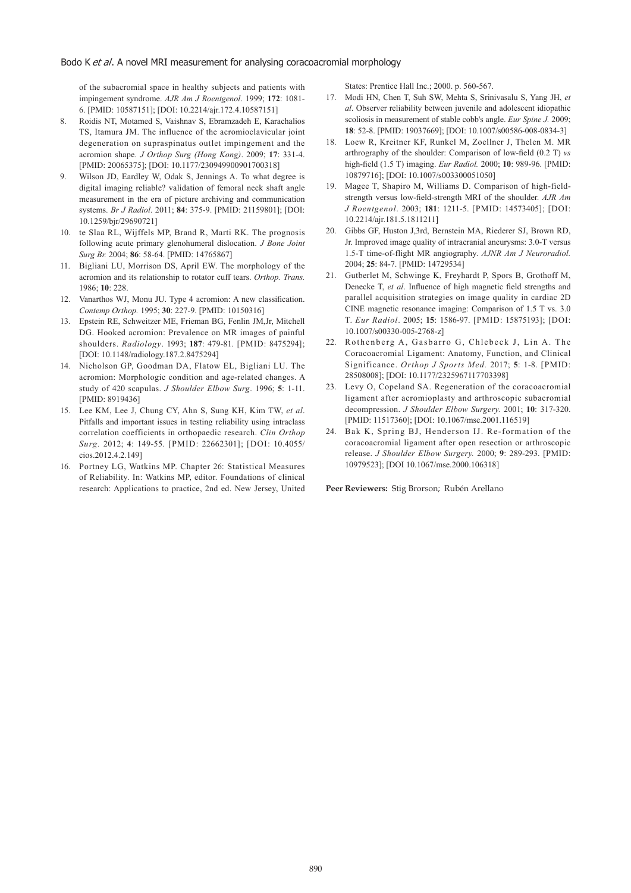of the subacromial space in healthy subjects and patients with impingement syndrome. *AJR Am J Roentgenol*. 1999; **172**: 1081-6. [PMID: 10587151]; [DOI: 10.2214/ajr.172.4.10587151]

8. Roidis NT, Motamed S, Vaishnav S, Ebramzadeh E, Karachalios TS, Itamura JM. The influence of the acromioclavicular joint degeneration on supraspinatus outlet impingement and the acromion shape. *J Orthop Surg (Hong Kong)*. 2009; **17**: 331-4. [PMID: 20065375]; [DOI: 10.1177/230949900901700318]
9. Wilson JD, Eardley W, Odak S, Jennings A. To what degree is digital imaging reliable? validation of femoral neck shaft angle measurement in the era of picture archiving and communication systems. *Br J Radiol*. 2011; **84**: 375-9. [PMID: 21159801]; [DOI: 10.1259/bjr/29690721]
10. te Slaa RL, Wijffels MP, Brand R, Marti RK. The prognosis following acute primary glenohumeral dislocation. *J Bone Joint Surg Br.* 2004; **86**: 58-64. [PMID: 14765867]
11. Bigliani LU, Morrison DS, April EW. The morphology of the acromion and its relationship to rotator cuff tears. *Orthop. Trans.* 1986; **10**: 228.
12. Vanarthos WJ, Monu JU. Type 4 acromion: A new classification. *Contemp Orthop.* 1995; **30**: 227-9. [PMID: 10150316]
13. Epstein RE, Schweitzer ME, Frieman BG, Fenlin JM,Jr, Mitchell DG. Hooked acromion: Prevalence on MR images of painful shoulders. *Radiology*. 1993; **187**: 479-81. [PMID: 8475294]; [DOI: 10.1148/radiology.187.2.8475294]
14. Nicholson GP, Goodman DA, Flatow EL, Bigliani LU. The acromion: Morphologic condition and age-related changes. A study of 420 scapulas. *J Shoulder Elbow Surg*. 1996; **5**: 1-11. [PMID: 8919436]
15. Lee KM, Lee J, Chung CY, Ahn S, Sung KH, Kim TW, *et al*. Pitfalls and important issues in testing reliability using intraclass correlation coefficients in orthopaedic research. *Clin Orthop Surg*. 2012; **4**: 149-55. [PMID: 22662301]; [DOI: 10.4055/cios.2012.4.2.149]
16. Portney LG, Watkins MP. Chapter 26: Statistical Measures of Reliability. In: Watkins MP, editor. Foundations of clinical research: Applications to practice, 2nd ed. New Jersey, United States: Prentice Hall Inc.; 2000. p. 560-567.
17. Modi HN, Chen T, Suh SW, Mehta S, Srinivasalu S, Yang JH, *et al*. Observer reliability between juvenile and adolescent idiopathic scoliosis in measurement of stable cobb's angle. *Eur Spine J.* 2009; **18**: 52-8. [PMID: 19037669]; [DOI: 10.1007/s00586-008-0834-3]
18. Loew R, Kreitner KF, Runkel M, Zoellner J, Thelen M. MR arthrography of the shoulder: Comparison of low-field (0.2 T) *vs* high-field (1.5 T) imaging. *Eur Radiol.* 2000; **10**: 989-96. [PMID: 10879716]; [DOI: 10.1007/s003300051050]
19. Magee T, Shapiro M, Williams D. Comparison of high-field-strength versus low-field-strength MRI of the shoulder. *AJR Am J Roentgenol*. 2003; **181**: 1211-5. [PMID: 14573405]; [DOI: 10.2214/ajr.181.5.1811211]
20. Gibbs GF, Huston J,3rd, Bernstein MA, Riederer SJ, Brown RD, Jr. Improved image quality of intracranial aneurysms: 3.0-T versus 1.5-T time-of-flight MR angiography. *AJNR Am J Neuroradiol.* 2004; **25**: 84-7. [PMID: 14729534]
21. Gutberlet M, Schwinge K, Freyhardt P, Spors B, Grothoff M, Denecke T, *et al*. Influence of high magnetic field strengths and parallel acquisition strategies on image quality in cardiac 2D CINE magnetic resonance imaging: Comparison of 1.5 T vs. 3.0 T. *Eur Radiol*. 2005; **15**: 1586-97. [PMID: 15875193]; [DOI: 10.1007/s00330-005-2768-z]
22. Rothenberg A, Gasbarro G, Chlebeck J, Lin A. The Coracoacromial Ligament: Anatomy, Function, and Clinical Significance. *Orthop J Sports Med.* 2017; **5**: 1-8. [PMID: 28508008]; [DOI: 10.1177/2325967117703398]
23. Levy O, Copeland SA. Regeneration of the coracoacromial ligament after acromioplasty and arthroscopic subacromial decompression. *J Shoulder Elbow Surgery.* 2001; **10**: 317-320. [PMID: 11517360]; [DOI: 10.1067/mse.2001.116519]
24. Bak K, Spring BJ, Henderson IJ. Re-formation of the coracoacromial ligament after open resection or arthroscopic release. *J Shoulder Elbow Surgery.* 2000; **9**: 289-293. [PMID: 10979523]; [DOI 10.1067/mse.2000.106318]

**Peer Reviewers:** Stig Brorson; Rubén Arellano